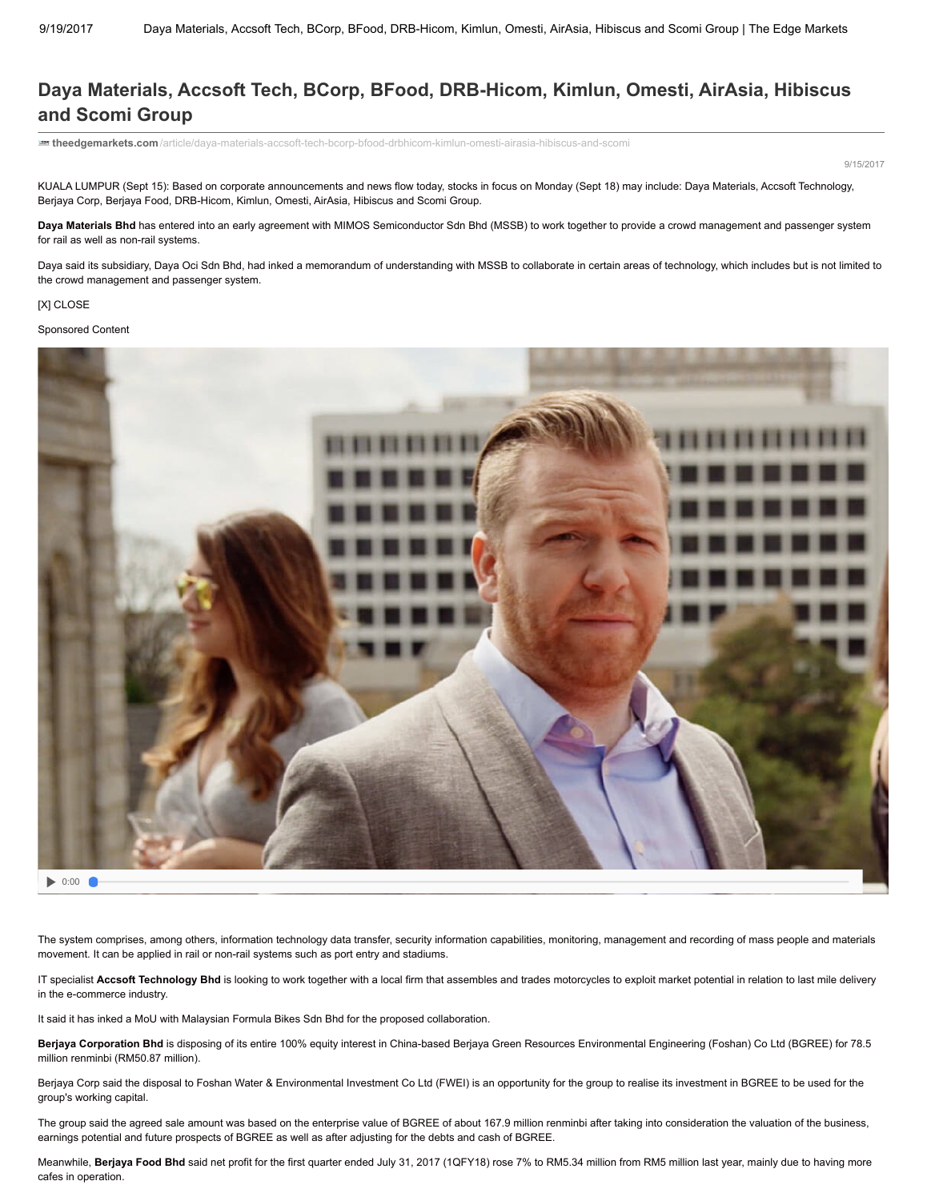# Daya Materials, Accsoft Tech, BCorp, BFood, DRB-Hicom, Kimlun, Omesti, AirAsia, Hibiscus and Scomi Group

**theedgemarkets.com**/article/daya-materials-accsoft-tech-bcorp-bfood-drbhicom-kimlun-omesti-airasia-hibiscus-and-scomi

9/15/2017

KUALA LUMPUR (Sept 15): Based on corporate announcements and news flow today, stocks in focus on Monday (Sept 18) may include: Daya Materials, Accsoft Technology, Berjaya Corp, Berjaya Food, DRB-Hicom, Kimlun, Omesti, AirAsia, Hibiscus and Scomi Group.

**Daya Materials Bhd** has entered into an early agreement with MIMOS Semiconductor Sdn Bhd (MSSB) to work together to provide a crowd management and passenger system for rail as well as non-rail systems.

Daya said its subsidiary, Daya Oci Sdn Bhd, had inked a memorandum of understanding with MSSB to collaborate in certain areas of technology, which includes but is not limited to the crowd management and passenger system.

The system comprises, among others, information technology data transfer, security information capabilities, monitoring, management and recording of mass people and materials movement. It can be applied in rail or non-rail systems such as port entry and stadiums.

IT specialist **Accsoft Technology Bhd** is looking to work together with a local firm that assembles and trades motorcycles to exploit market potential in relation to last mile delivery in the e-commerce industry.

It said it has inked a MoU with Malaysian Formula Bikes Sdn Bhd for the proposed collaboration.

**Berjaya Corporation Bhd** is disposing of its entire 100% equity interest in China-based Berjaya Green Resources Environmental Engineering (Foshan) Co Ltd (BGREE) for 78.5 million renminbi (RM50.87 million).

Berjaya Corp said the disposal to Foshan Water & Environmental Investment Co Ltd (FWEI) is an opportunity for the group to realise its investment in BGREE to be used for the group's working capital.

The group said the agreed sale amount was based on the enterprise value of BGREE of about 167.9 million renminbi after taking into consideration the valuation of the business, earnings potential and future prospects of BGREE as well as after adjusting for the debts and cash of BGREE.

Meanwhile, **Berjaya Food Bhd** said net profit for the first quarter ended July 31, 2017 (1QFY18) rose 7% to RM5.34 million from RM5 million last year, mainly due to having more cafes in operation.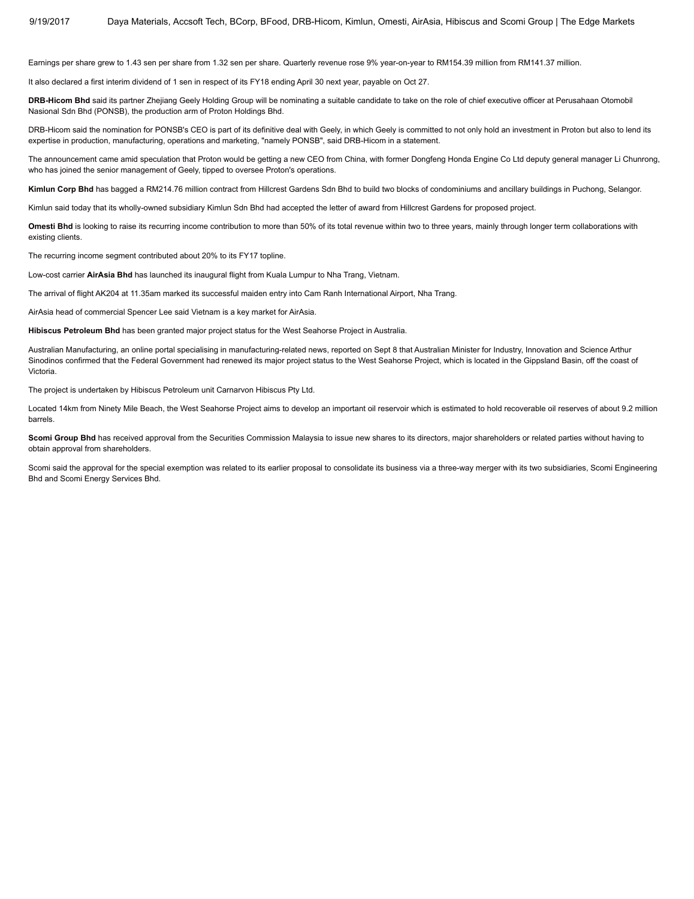Earnings per share grew to 1.43 sen per share from 1.32 sen per share. Quarterly revenue rose 9% year-on-year to RM154.39 million from RM141.37 million.

It also declared a first interim dividend of 1 sen in respect of its FY18 ending April 30 next year, payable on Oct 27.

**DRB-Hicom Bhd** said its partner Zhejiang Geely Holding Group will be nominating a suitable candidate to take on the role of chief executive officer at Perusahaan Otomobil Nasional Sdn Bhd (PONSB), the production arm of Proton Holdings Bhd.

DRB-Hicom said the nomination for PONSB's CEO is part of its definitive deal with Geely, in which Geely is committed to not only hold an investment in Proton but also to lend its expertise in production, manufacturing, operations and marketing, "namely PONSB", said DRB-Hicom in a statement.

The announcement came amid speculation that Proton would be getting a new CEO from China, with former Dongfeng Honda Engine Co Ltd deputy general manager Li Chunrong, who has joined the senior management of Geely, tipped to oversee Proton's operations.

**Kimlun Corp Bhd** has bagged a RM214.76 million contract from Hillcrest Gardens Sdn Bhd to build two blocks of condominiums and ancillary buildings in Puchong, Selangor.

Kimlun said today that its wholly-owned subsidiary Kimlun Sdn Bhd had accepted the letter of award from Hillcrest Gardens for proposed project.

**Omesti Bhd** is looking to raise its recurring income contribution to more than 50% of its total revenue within two to three years, mainly through longer term collaborations with existing clients.

The recurring income segment contributed about 20% to its FY17 topline.

Low-cost carrier **AirAsia Bhd** has launched its inaugural flight from Kuala Lumpur to Nha Trang, Vietnam.

The arrival of flight AK204 at 11.35am marked its successful maiden entry into Cam Ranh International Airport, Nha Trang.

AirAsia head of commercial Spencer Lee said Vietnam is a key market for AirAsia.

**Hibiscus Petroleum Bhd** has been granted major project status for the West Seahorse Project in Australia.

Australian Manufacturing, an online portal specialising in manufacturing-related news, reported on Sept 8 that Australian Minister for Industry, Innovation and Science Arthur Sinodinos confirmed that the Federal Government had renewed its major project status to the West Seahorse Project, which is located in the Gippsland Basin, off the coast of Victoria.

The project is undertaken by Hibiscus Petroleum unit Carnarvon Hibiscus Pty Ltd.

Located 14km from Ninety Mile Beach, the West Seahorse Project aims to develop an important oil reservoir which is estimated to hold recoverable oil reserves of about 9.2 million barrels.

**Scomi Group Bhd** has received approval from the Securities Commission Malaysia to issue new shares to its directors, major shareholders or related parties without having to obtain approval from shareholders.

Scomi said the approval for the special exemption was related to its earlier proposal to consolidate its business via a three-way merger with its two subsidiaries, Scomi Engineering Bhd and Scomi Energy Services Bhd.